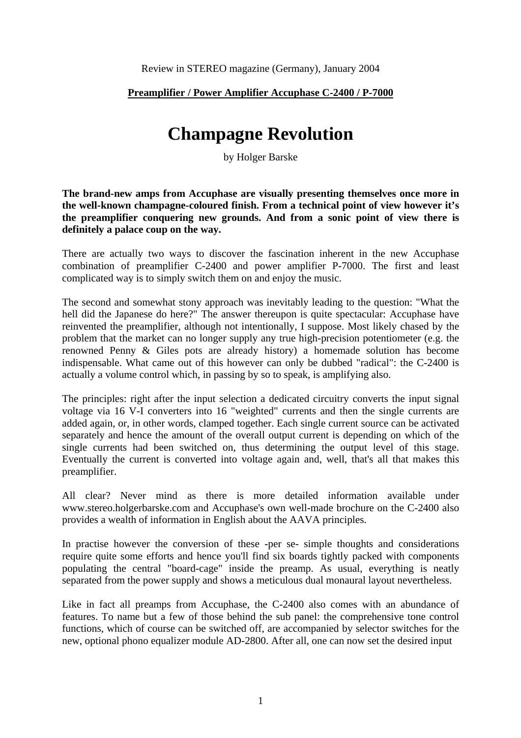Review in STEREO magazine (Germany), January 2004

**Preamplifier / Power Amplifier Accuphase C-2400 / P-7000**

# Champagne Revolution

by Holger Barske

**The brand-new amps from Accuphase are visually presenting themselves once more in the well-known champagne-coloured finish. From a technical point of view however it's the preamplifier conquering new grounds. And from a sonic point of view there is definitely a palace coup on the way.**

There are actually two ways to discover the fascination inherent in the new Accuphase combination of preamplifier C-2400 and power amplifier P-7000. The first and least complicated way is to simply switch them on and enjoy the music.

The second and somewhat stony approach was inevitably leading to the question: "What the hell did the Japanese do here?" The answer thereupon is quite spectacular: Accuphase have reinvented the preamplifier, although not intentionally, I suppose. Most likely chased by the problem that the market can no longer supply any true high-precision potentiometer (e.g. the renowned Penny & Giles pots are already history) a homemade solution has become indispensable. What came out of this however can only be dubbed "radical": the C-2400 is actually a volume control which, in passing by so to speak, is amplifying also.

The principles: right after the input selection a dedicated circuitry converts the input signal voltage via 16 V-I converters into 16 "weighted" currents and then the single currents are added again, or, in other words, clamped together. Each single current source can be activated separately and hence the amount of the overall output current is depending on which of the single currents had been switched on, thus determining the output level of this stage. Eventually the current is converted into voltage again and, well, that's all that makes this preamplifier.

All clear? Never mind as there is more detailed information available under www.stereo.holgerbarske.com and Accuphase's own well-made brochure on the C-2400 also provides a wealth of information in English about the AAVA principles.

In practise however the conversion of these -per se- simple thoughts and considerations require quite some efforts and hence you'll find six boards tightly packed with components populating the central "board-cage" inside the preamp. As usual, everything is neatly separated from the power supply and shows a meticulous dual monaural layout nevertheless.

Like in fact all preamps from Accuphase, the C-2400 also comes with an abundance of features. To name but a few of those behind the sub panel: the comprehensive tone control functions, which of course can be switched off, are accompanied by selector switches for the new, optional phono equalizer module AD-2800. After all, one can now set the desired input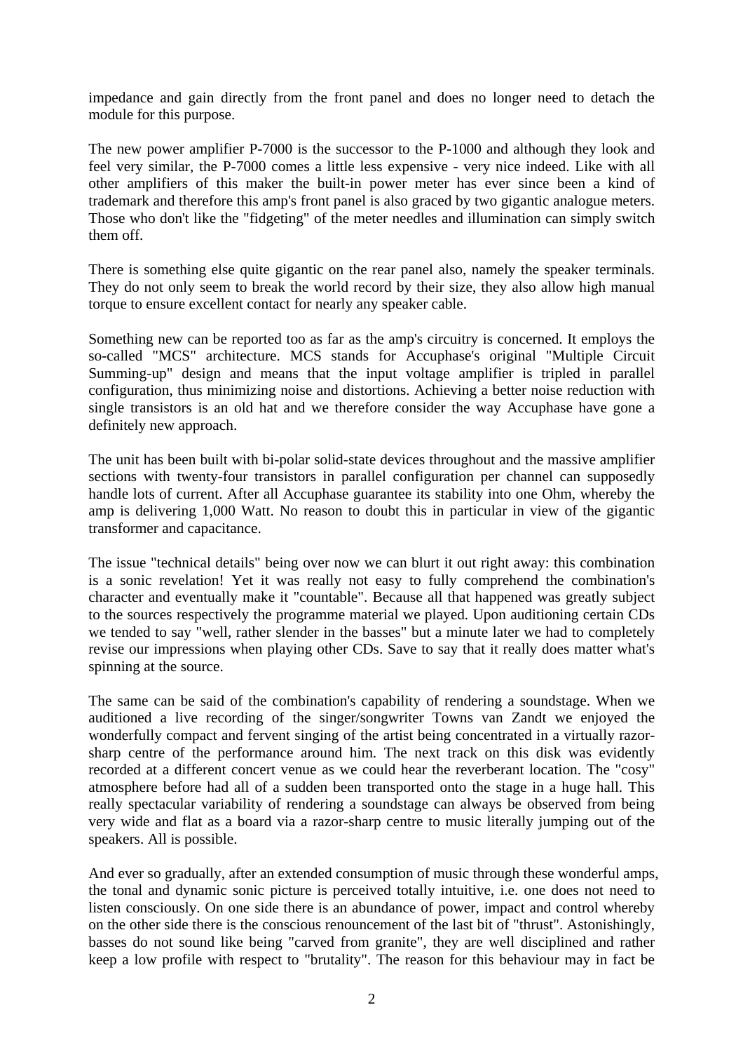impedance and gain directly from the front panel and does no longer need to detach the module for this purpose.

The new power amplifier P-7000 is the successor to the P-1000 and although they look and feel very similar, the P-7000 comes a little less expensive - very nice indeed. Like with all other amplifiers of this maker the built-in power meter has ever since been a kind of trademark and therefore this amp's front panel is also graced by two gigantic analogue meters. Those who don't like the "fidgeting" of the meter needles and illumination can simply switch them off.

There is something else quite gigantic on the rear panel also, namely the speaker terminals. They do not only seem to break the world record by their size, they also allow high manual torque to ensure excellent contact for nearly any speaker cable.

Something new can be reported too as far as the amp's circuitry is concerned. It employs the so-called "MCS" architecture. MCS stands for Accuphase's original "Multiple Circuit Summing-up" design and means that the input voltage amplifier is tripled in parallel configuration, thus minimizing noise and distortions. Achieving a better noise reduction with single transistors is an old hat and we therefore consider the way Accuphase have gone a definitely new approach.

The unit has been built with bi-polar solid-state devices throughout and the massive amplifier sections with twenty-four transistors in parallel configuration per channel can supposedly handle lots of current. After all Accuphase guarantee its stability into one Ohm, whereby the amp is delivering 1,000 Watt. No reason to doubt this in particular in view of the gigantic transformer and capacitance.

The issue "technical details" being over now we can blurt it out right away: this combination is a sonic revelation! Yet it was really not easy to fully comprehend the combination's character and eventually make it "countable". Because all that happened was greatly subject to the sources respectively the programme material we played. Upon auditioning certain CDs we tended to say "well, rather slender in the basses" but a minute later we had to completely revise our impressions when playing other CDs. Save to say that it really does matter what's spinning at the source.

The same can be said of the combination's capability of rendering a soundstage. When we auditioned a live recording of the singer/songwriter Towns van Zandt we enjoyed the wonderfully compact and fervent singing of the artist being concentrated in a virtually razor-sharp centre of the performance around him. The next track on this disk was evidently recorded at a different concert venue as we could hear the reverberant location. The "cosy" atmosphere before had all of a sudden been transported onto the stage in a huge hall. This really spectacular variability of rendering a soundstage can always be observed from being very wide and flat as a board via a razor-sharp centre to music literally jumping out of the speakers. All is possible.

And ever so gradually, after an extended consumption of music through these wonderful amps, the tonal and dynamic sonic picture is perceived totally intuitive, i.e. one does not need to listen consciously. On one side there is an abundance of power, impact and control whereby on the other side there is the conscious renouncement of the last bit of "thrust". Astonishingly, basses do not sound like being "carved from granite", they are well disciplined and rather keep a low profile with respect to "brutality". The reason for this behaviour may in fact be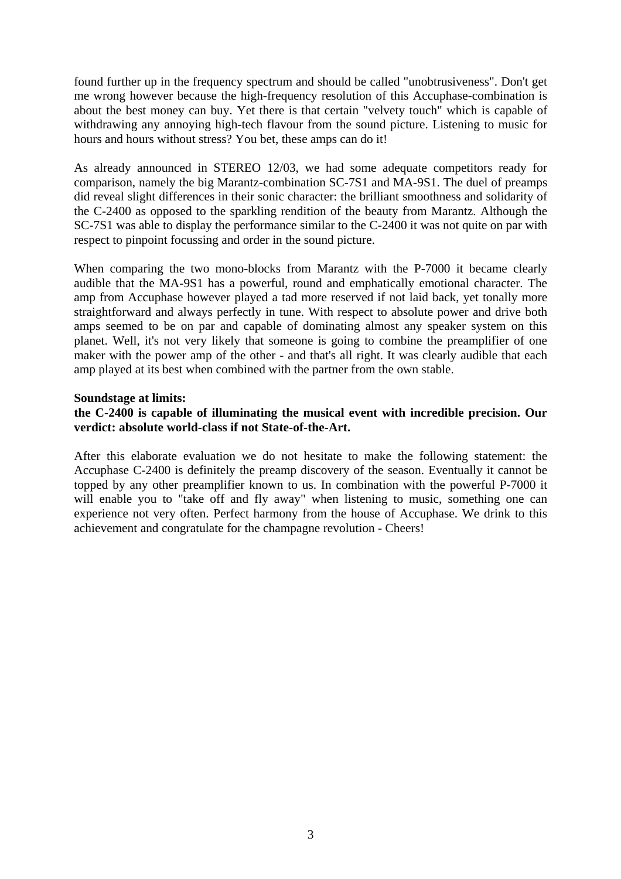found further up in the frequency spectrum and should be called "unobtrusiveness". Don't get me wrong however because the high-frequency resolution of this Accuphase-combination is about the best money can buy. Yet there is that certain "velvety touch" which is capable of withdrawing any annoying high-tech flavour from the sound picture. Listening to music for hours and hours without stress? You bet, these amps can do it!

As already announced in STEREO 12/03, we had some adequate competitors ready for comparison, namely the big Marantz-combination SC-7S1 and MA-9S1. The duel of preamps did reveal slight differences in their sonic character: the brilliant smoothness and solidarity of the C-2400 as opposed to the sparkling rendition of the beauty from Marantz. Although the SC-7S1 was able to display the performance similar to the C-2400 it was not quite on par with respect to pinpoint focussing and order in the sound picture.

When comparing the two mono-blocks from Marantz with the P-7000 it became clearly audible that the MA-9S1 has a powerful, round and emphatically emotional character. The amp from Accuphase however played a tad more reserved if not laid back, yet tonally more straightforward and always perfectly in tune. With respect to absolute power and drive both amps seemed to be on par and capable of dominating almost any speaker system on this planet. Well, it's not very likely that someone is going to combine the preamplifier of one maker with the power amp of the other - and that's all right. It was clearly audible that each amp played at its best when combined with the partner from the own stable.

**Soundstage at limits:**
**the C-2400 is capable of illuminating the musical event with incredible precision. Our verdict: absolute world-class if not State-of-the-Art.**

After this elaborate evaluation we do not hesitate to make the following statement: the Accuphase C-2400 is definitely the preamp discovery of the season. Eventually it cannot be topped by any other preamplifier known to us. In combination with the powerful P-7000 it will enable you to "take off and fly away" when listening to music, something one can experience not very often. Perfect harmony from the house of Accuphase. We drink to this achievement and congratulate for the champagne revolution - Cheers!